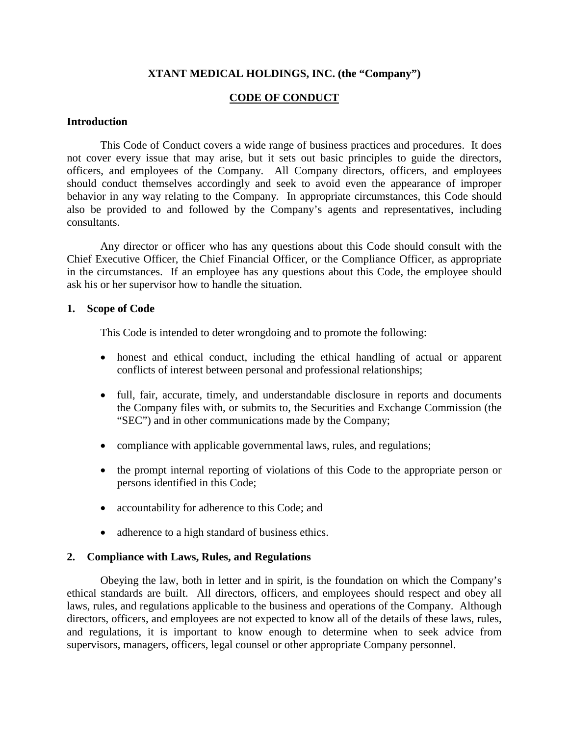# XTANT MEDICAL HOLDINGS, INC. (the "Company")

## CODE OF CONDUCT

### Introduction

This Code of Conduct covers a wide range of business practices and procedures. It does not cover every issue that may arise, but it sets out basic principles to guide the directors, officers, and employees of the Company. All Company directors, officers, and employees should conduct themselves accordingly and seek to avoid even the appearance of improper behavior in any way relating to the Company. In appropriate circumstances, this Code should also be provided to and followed by the Company's agents and representatives, including consultants.

Any director or officer who has any questions about this Code should consult with the Chief Executive Officer, the Chief Financial Officer, or the Compliance Officer, as appropriate in the circumstances. If an employee has any questions about this Code, the employee should ask his or her supervisor how to handle the situation.

### 1. Scope of Code

This Code is intended to deter wrongdoing and to promote the following:

- honest and ethical conduct, including the ethical handling of actual or apparent conflicts of interest between personal and professional relationships;
- full, fair, accurate, timely, and understandable disclosure in reports and documents the Company files with, or submits to, the Securities and Exchange Commission (the "SEC") and in other communications made by the Company;
- compliance with applicable governmental laws, rules, and regulations;
- the prompt internal reporting of violations of this Code to the appropriate person or persons identified in this Code;
- accountability for adherence to this Code; and
- adherence to a high standard of business ethics.

### 2. Compliance with Laws, Rules, and Regulations

Obeying the law, both in letter and in spirit, is the foundation on which the Company's ethical standards are built. All directors, officers, and employees should respect and obey all laws, rules, and regulations applicable to the business and operations of the Company. Although directors, officers, and employees are not expected to know all of the details of these laws, rules, and regulations, it is important to know enough to determine when to seek advice from supervisors, managers, officers, legal counsel or other appropriate Company personnel.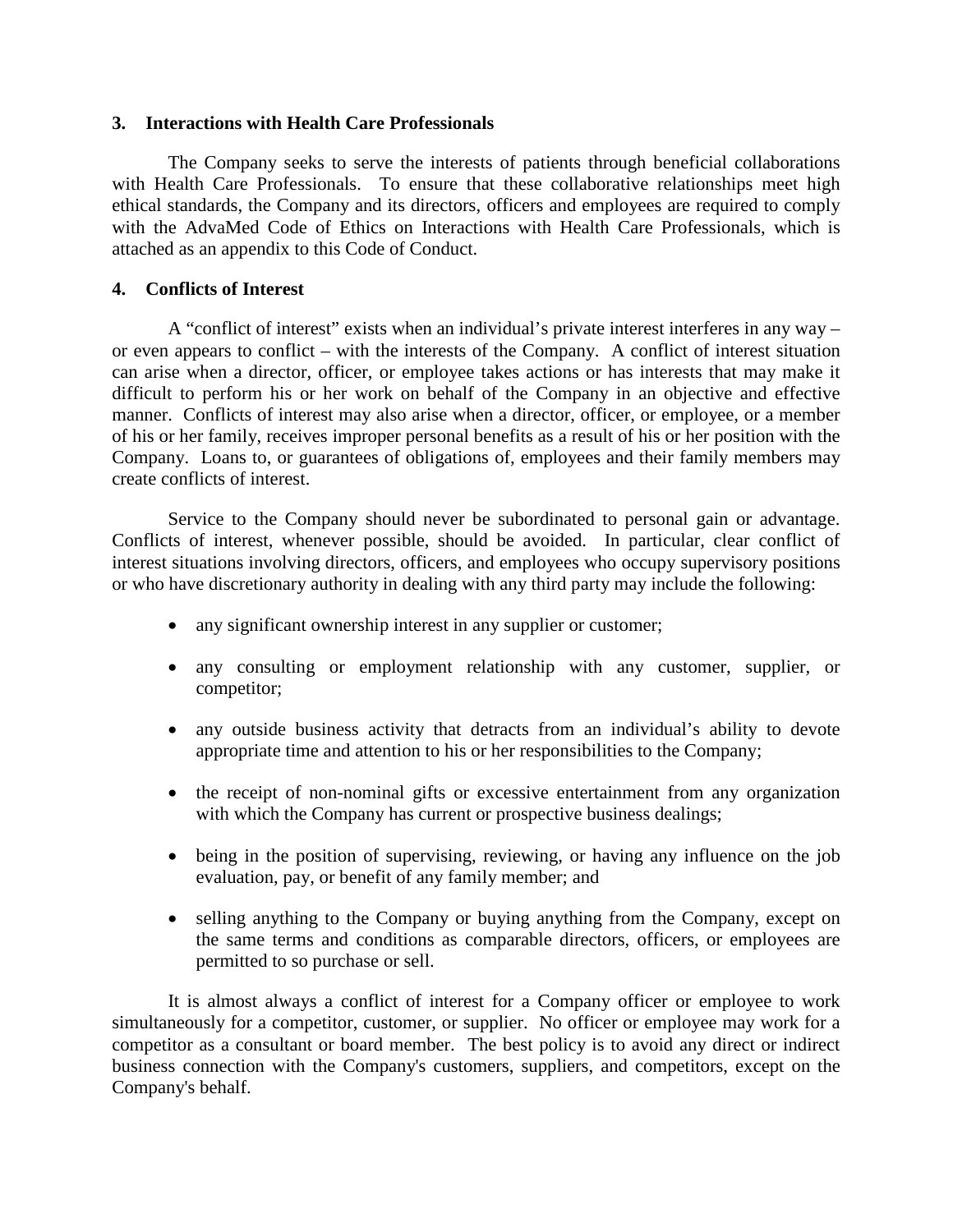## 3. Interactions with Health Care Professionals

The Company seeks to serve the interests of patients through beneficial collaborations with Health Care Professionals. To ensure that these collaborative relationships meet high ethical standards, the Company and its directors, officers and employees are required to comply with the AdvaMed Code of Ethics on Interactions with Health Care Professionals, which is attached as an appendix to this Code of Conduct.

## 4. Conflicts of Interest

A "conflict of interest" exists when an individual's private interest interferes in any way – or even appears to conflict – with the interests of the Company. A conflict of interest situation can arise when a director, officer, or employee takes actions or has interests that may make it difficult to perform his or her work on behalf of the Company in an objective and effective manner. Conflicts of interest may also arise when a director, officer, or employee, or a member of his or her family, receives improper personal benefits as a result of his or her position with the Company. Loans to, or guarantees of obligations of, employees and their family members may create conflicts of interest.

Service to the Company should never be subordinated to personal gain or advantage. Conflicts of interest, whenever possible, should be avoided. In particular, clear conflict of interest situations involving directors, officers, and employees who occupy supervisory positions or who have discretionary authority in dealing with any third party may include the following:

- any significant ownership interest in any supplier or customer;
- any consulting or employment relationship with any customer, supplier, or competitor;
- any outside business activity that detracts from an individual's ability to devote appropriate time and attention to his or her responsibilities to the Company;
- the receipt of non-nominal gifts or excessive entertainment from any organization with which the Company has current or prospective business dealings;
- being in the position of supervising, reviewing, or having any influence on the job evaluation, pay, or benefit of any family member; and
- selling anything to the Company or buying anything from the Company, except on the same terms and conditions as comparable directors, officers, or employees are permitted to so purchase or sell.

It is almost always a conflict of interest for a Company officer or employee to work simultaneously for a competitor, customer, or supplier. No officer or employee may work for a competitor as a consultant or board member. The best policy is to avoid any direct or indirect business connection with the Company's customers, suppliers, and competitors, except on the Company's behalf.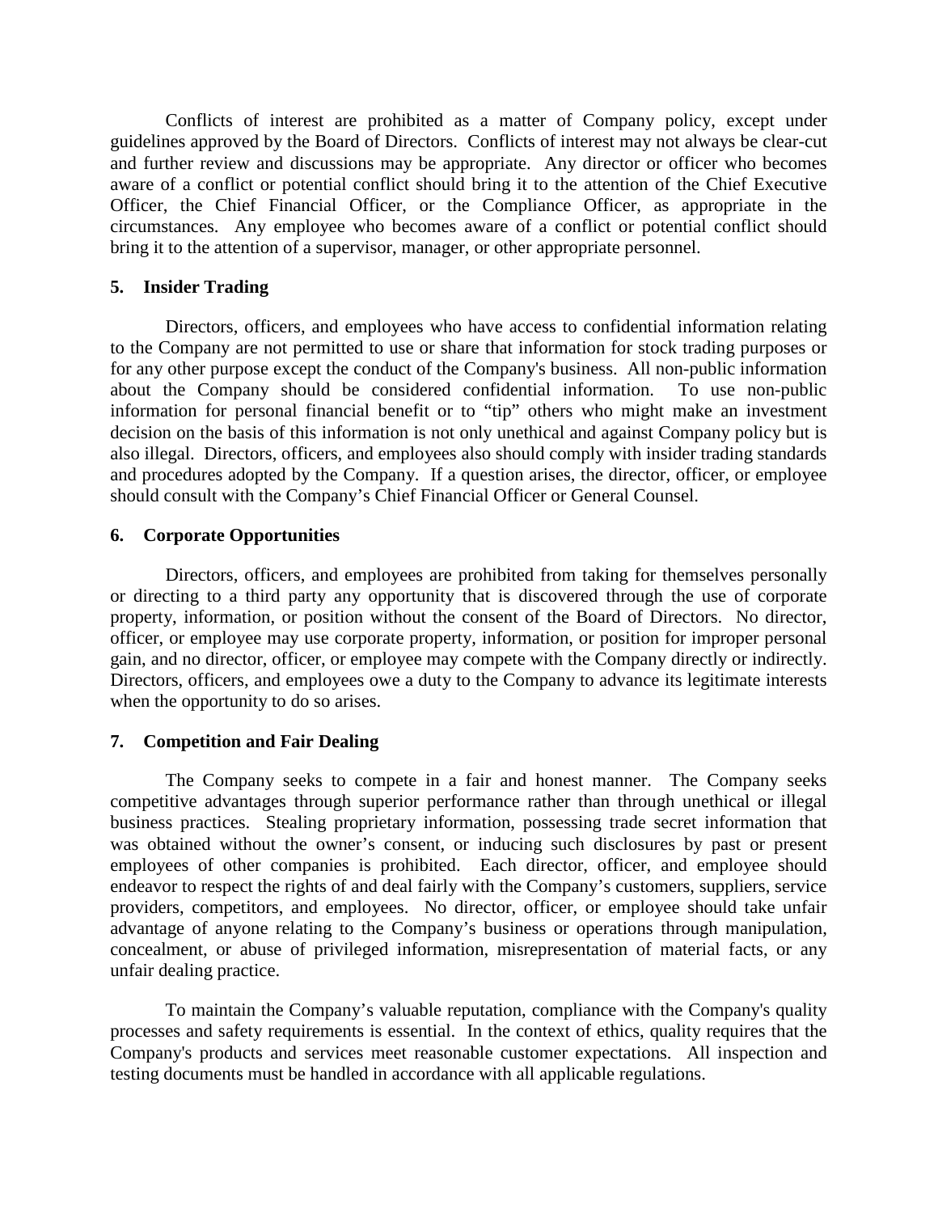Conflicts of interest are prohibited as a matter of Company policy, except under guidelines approved by the Board of Directors. Conflicts of interest may not always be clear-cut and further review and discussions may be appropriate. Any director or officer who becomes aware of a conflict or potential conflict should bring it to the attention of the Chief Executive Officer, the Chief Financial Officer, or the Compliance Officer, as appropriate in the circumstances. Any employee who becomes aware of a conflict or potential conflict should bring it to the attention of a supervisor, manager, or other appropriate personnel.

## 5. Insider Trading

Directors, officers, and employees who have access to confidential information relating to the Company are not permitted to use or share that information for stock trading purposes or for any other purpose except the conduct of the Company's business. All non-public information about the Company should be considered confidential information. To use non-public information for personal financial benefit or to "tip" others who might make an investment decision on the basis of this information is not only unethical and against Company policy but is also illegal. Directors, officers, and employees also should comply with insider trading standards and procedures adopted by the Company. If a question arises, the director, officer, or employee should consult with the Company's Chief Financial Officer or General Counsel.

## 6. Corporate Opportunities

Directors, officers, and employees are prohibited from taking for themselves personally or directing to a third party any opportunity that is discovered through the use of corporate property, information, or position without the consent of the Board of Directors. No director, officer, or employee may use corporate property, information, or position for improper personal gain, and no director, officer, or employee may compete with the Company directly or indirectly. Directors, officers, and employees owe a duty to the Company to advance its legitimate interests when the opportunity to do so arises.

## 7. Competition and Fair Dealing

The Company seeks to compete in a fair and honest manner. The Company seeks competitive advantages through superior performance rather than through unethical or illegal business practices. Stealing proprietary information, possessing trade secret information that was obtained without the owner's consent, or inducing such disclosures by past or present employees of other companies is prohibited. Each director, officer, and employee should endeavor to respect the rights of and deal fairly with the Company's customers, suppliers, service providers, competitors, and employees. No director, officer, or employee should take unfair advantage of anyone relating to the Company's business or operations through manipulation, concealment, or abuse of privileged information, misrepresentation of material facts, or any unfair dealing practice.

To maintain the Company's valuable reputation, compliance with the Company's quality processes and safety requirements is essential. In the context of ethics, quality requires that the Company's products and services meet reasonable customer expectations. All inspection and testing documents must be handled in accordance with all applicable regulations.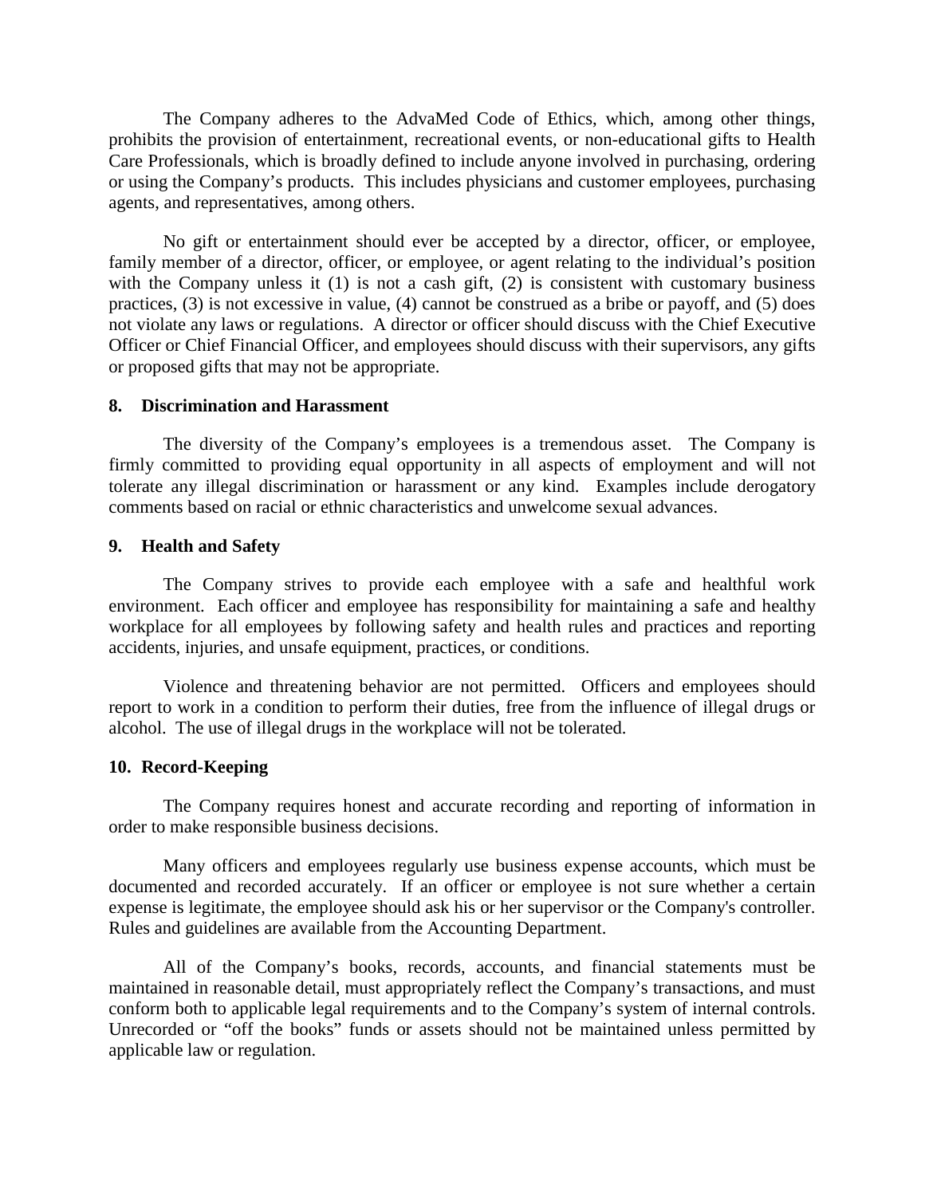The Company adheres to the AdvaMed Code of Ethics, which, among other things, prohibits the provision of entertainment, recreational events, or non-educational gifts to Health Care Professionals, which is broadly defined to include anyone involved in purchasing, ordering or using the Company's products. This includes physicians and customer employees, purchasing agents, and representatives, among others.

No gift or entertainment should ever be accepted by a director, officer, or employee, family member of a director, officer, or employee, or agent relating to the individual's position with the Company unless it (1) is not a cash gift, (2) is consistent with customary business practices, (3) is not excessive in value, (4) cannot be construed as a bribe or payoff, and (5) does not violate any laws or regulations. A director or officer should discuss with the Chief Executive Officer or Chief Financial Officer, and employees should discuss with their supervisors, any gifts or proposed gifts that may not be appropriate.

**8. Discrimination and Harassment**

The diversity of the Company's employees is a tremendous asset. The Company is firmly committed to providing equal opportunity in all aspects of employment and will not tolerate any illegal discrimination or harassment or any kind. Examples include derogatory comments based on racial or ethnic characteristics and unwelcome sexual advances.

**9. Health and Safety**

The Company strives to provide each employee with a safe and healthful work environment. Each officer and employee has responsibility for maintaining a safe and healthy workplace for all employees by following safety and health rules and practices and reporting accidents, injuries, and unsafe equipment, practices, or conditions.

Violence and threatening behavior are not permitted. Officers and employees should report to work in a condition to perform their duties, free from the influence of illegal drugs or alcohol. The use of illegal drugs in the workplace will not be tolerated.

**10. Record-Keeping**

The Company requires honest and accurate recording and reporting of information in order to make responsible business decisions.

Many officers and employees regularly use business expense accounts, which must be documented and recorded accurately. If an officer or employee is not sure whether a certain expense is legitimate, the employee should ask his or her supervisor or the Company's controller. Rules and guidelines are available from the Accounting Department.

All of the Company's books, records, accounts, and financial statements must be maintained in reasonable detail, must appropriately reflect the Company's transactions, and must conform both to applicable legal requirements and to the Company's system of internal controls. Unrecorded or "off the books" funds or assets should not be maintained unless permitted by applicable law or regulation.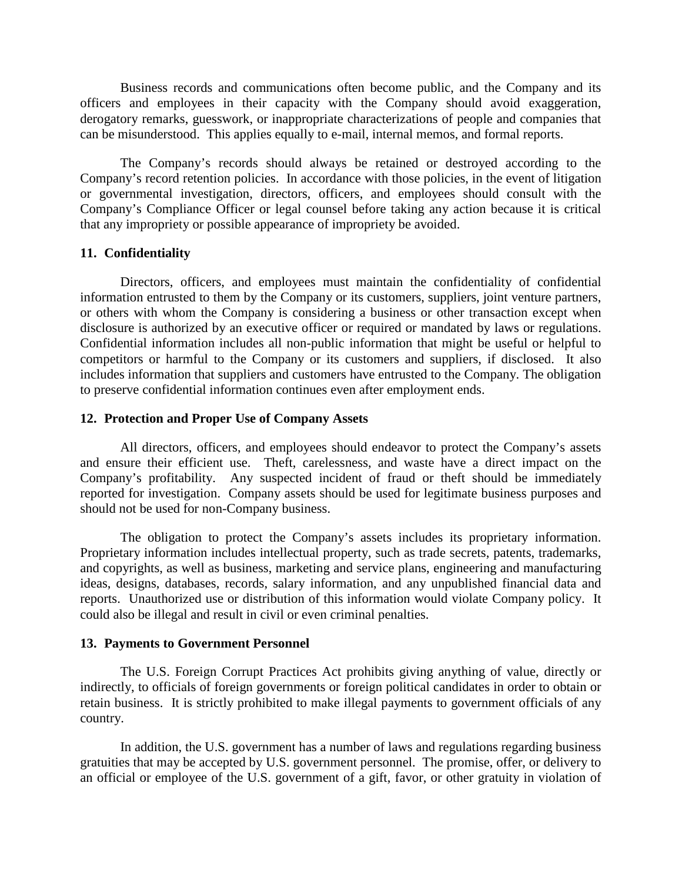Business records and communications often become public, and the Company and its officers and employees in their capacity with the Company should avoid exaggeration, derogatory remarks, guesswork, or inappropriate characterizations of people and companies that can be misunderstood. This applies equally to e-mail, internal memos, and formal reports.

The Company's records should always be retained or destroyed according to the Company's record retention policies. In accordance with those policies, in the event of litigation or governmental investigation, directors, officers, and employees should consult with the Company's Compliance Officer or legal counsel before taking any action because it is critical that any impropriety or possible appearance of impropriety be avoided.

**11. Confidentiality**

Directors, officers, and employees must maintain the confidentiality of confidential information entrusted to them by the Company or its customers, suppliers, joint venture partners, or others with whom the Company is considering a business or other transaction except when disclosure is authorized by an executive officer or required or mandated by laws or regulations. Confidential information includes all non-public information that might be useful or helpful to competitors or harmful to the Company or its customers and suppliers, if disclosed. It also includes information that suppliers and customers have entrusted to the Company. The obligation to preserve confidential information continues even after employment ends.

**12. Protection and Proper Use of Company Assets**

All directors, officers, and employees should endeavor to protect the Company's assets and ensure their efficient use. Theft, carelessness, and waste have a direct impact on the Company's profitability. Any suspected incident of fraud or theft should be immediately reported for investigation. Company assets should be used for legitimate business purposes and should not be used for non-Company business.

The obligation to protect the Company's assets includes its proprietary information. Proprietary information includes intellectual property, such as trade secrets, patents, trademarks, and copyrights, as well as business, marketing and service plans, engineering and manufacturing ideas, designs, databases, records, salary information, and any unpublished financial data and reports. Unauthorized use or distribution of this information would violate Company policy. It could also be illegal and result in civil or even criminal penalties.

**13. Payments to Government Personnel**

The U.S. Foreign Corrupt Practices Act prohibits giving anything of value, directly or indirectly, to officials of foreign governments or foreign political candidates in order to obtain or retain business. It is strictly prohibited to make illegal payments to government officials of any country.

In addition, the U.S. government has a number of laws and regulations regarding business gratuities that may be accepted by U.S. government personnel. The promise, offer, or delivery to an official or employee of the U.S. government of a gift, favor, or other gratuity in violation of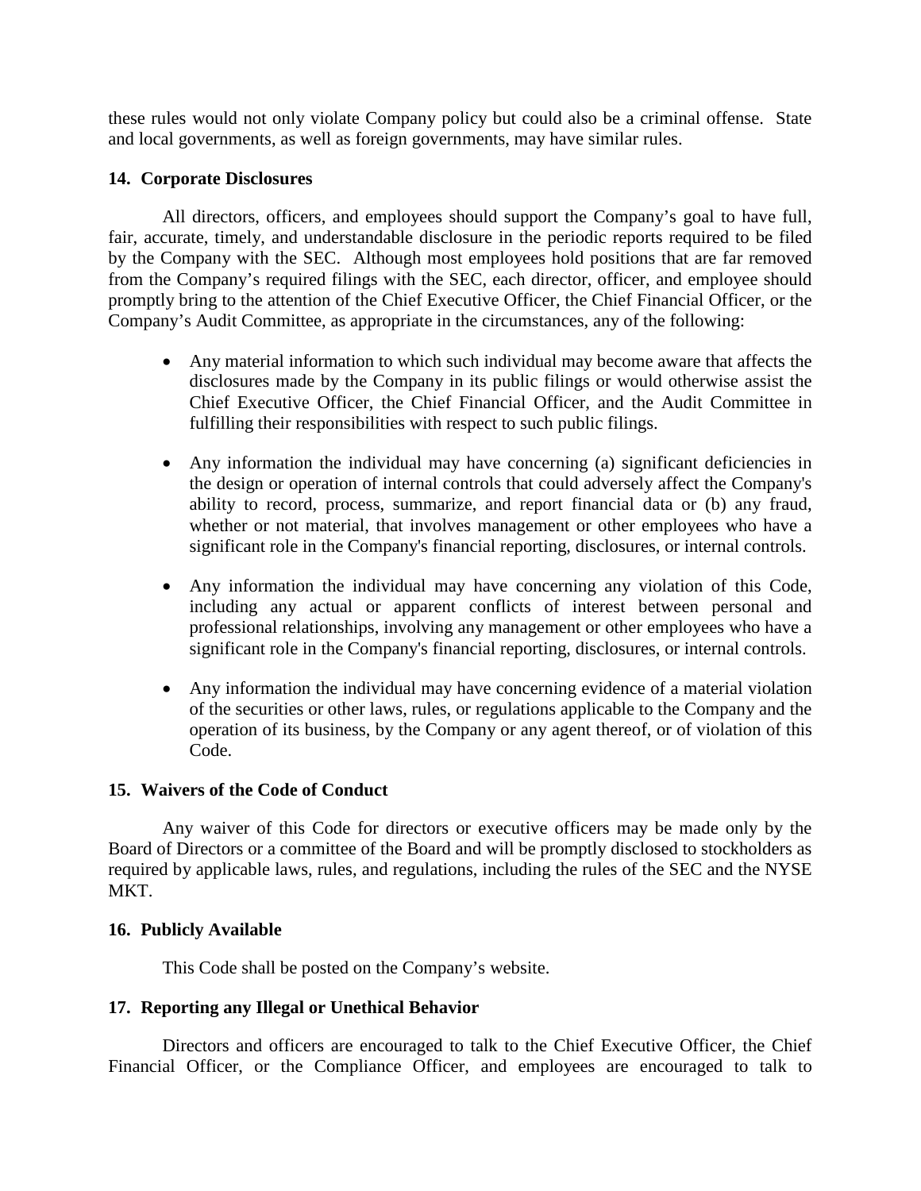these rules would not only violate Company policy but could also be a criminal offense. State and local governments, as well as foreign governments, may have similar rules.

**14. Corporate Disclosures**

All directors, officers, and employees should support the Company's goal to have full, fair, accurate, timely, and understandable disclosure in the periodic reports required to be filed by the Company with the SEC. Although most employees hold positions that are far removed from the Company's required filings with the SEC, each director, officer, and employee should promptly bring to the attention of the Chief Executive Officer, the Chief Financial Officer, or the Company's Audit Committee, as appropriate in the circumstances, any of the following:

- Any material information to which such individual may become aware that affects the disclosures made by the Company in its public filings or would otherwise assist the Chief Executive Officer, the Chief Financial Officer, and the Audit Committee in fulfilling their responsibilities with respect to such public filings.

- Any information the individual may have concerning (a) significant deficiencies in the design or operation of internal controls that could adversely affect the Company's ability to record, process, summarize, and report financial data or (b) any fraud, whether or not material, that involves management or other employees who have a significant role in the Company's financial reporting, disclosures, or internal controls.

- Any information the individual may have concerning any violation of this Code, including any actual or apparent conflicts of interest between personal and professional relationships, involving any management or other employees who have a significant role in the Company's financial reporting, disclosures, or internal controls.

- Any information the individual may have concerning evidence of a material violation of the securities or other laws, rules, or regulations applicable to the Company and the operation of its business, by the Company or any agent thereof, or of violation of this Code.

**15. Waivers of the Code of Conduct**

Any waiver of this Code for directors or executive officers may be made only by the Board of Directors or a committee of the Board and will be promptly disclosed to stockholders as required by applicable laws, rules, and regulations, including the rules of the SEC and the NYSE MKT.

**16. Publicly Available**

This Code shall be posted on the Company's website.

**17. Reporting any Illegal or Unethical Behavior**

Directors and officers are encouraged to talk to the Chief Executive Officer, the Chief Financial Officer, or the Compliance Officer, and employees are encouraged to talk to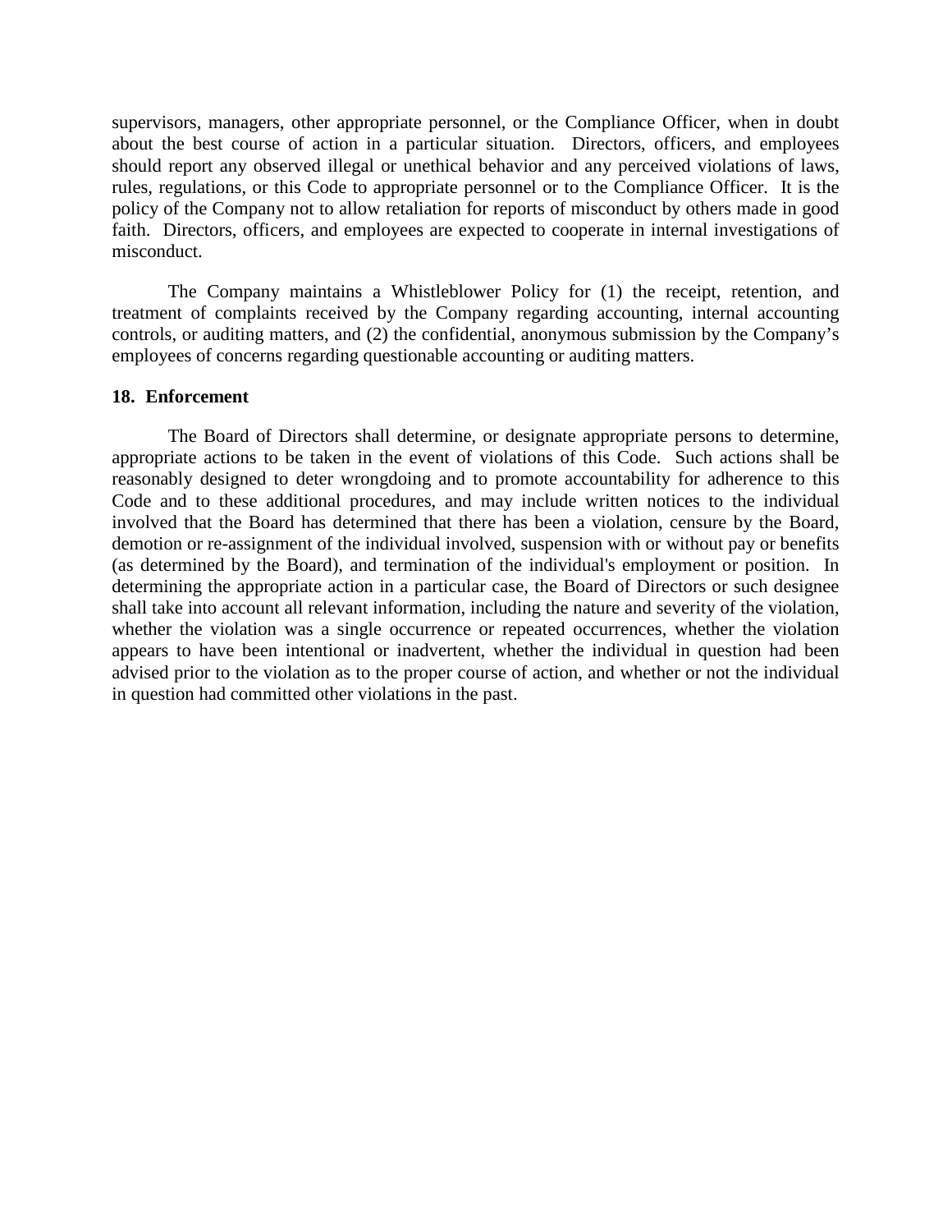supervisors, managers, other appropriate personnel, or the Compliance Officer, when in doubt about the best course of action in a particular situation. Directors, officers, and employees should report any observed illegal or unethical behavior and any perceived violations of laws, rules, regulations, or this Code to appropriate personnel or to the Compliance Officer. It is the policy of the Company not to allow retaliation for reports of misconduct by others made in good faith. Directors, officers, and employees are expected to cooperate in internal investigations of misconduct.

The Company maintains a Whistleblower Policy for (1) the receipt, retention, and treatment of complaints received by the Company regarding accounting, internal accounting controls, or auditing matters, and (2) the confidential, anonymous submission by the Company's employees of concerns regarding questionable accounting or auditing matters.

**18. Enforcement**

The Board of Directors shall determine, or designate appropriate persons to determine, appropriate actions to be taken in the event of violations of this Code. Such actions shall be reasonably designed to deter wrongdoing and to promote accountability for adherence to this Code and to these additional procedures, and may include written notices to the individual involved that the Board has determined that there has been a violation, censure by the Board, demotion or re-assignment of the individual involved, suspension with or without pay or benefits (as determined by the Board), and termination of the individual's employment or position. In determining the appropriate action in a particular case, the Board of Directors or such designee shall take into account all relevant information, including the nature and severity of the violation, whether the violation was a single occurrence or repeated occurrences, whether the violation appears to have been intentional or inadvertent, whether the individual in question had been advised prior to the violation as to the proper course of action, and whether or not the individual in question had committed other violations in the past.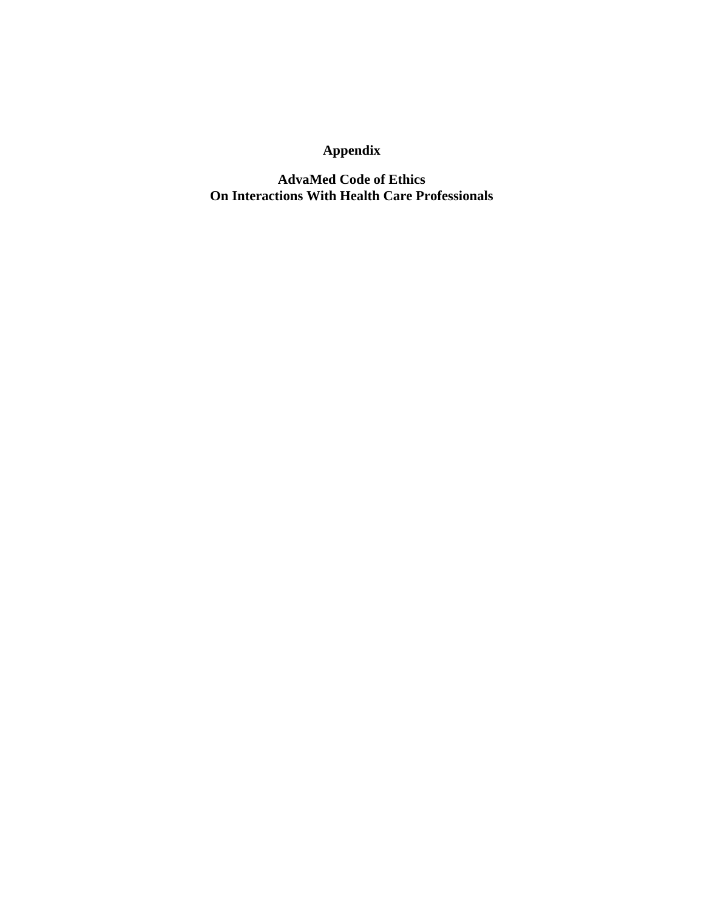# Appendix

## AdvaMed Code of Ethics
## On Interactions With Health Care Professionals